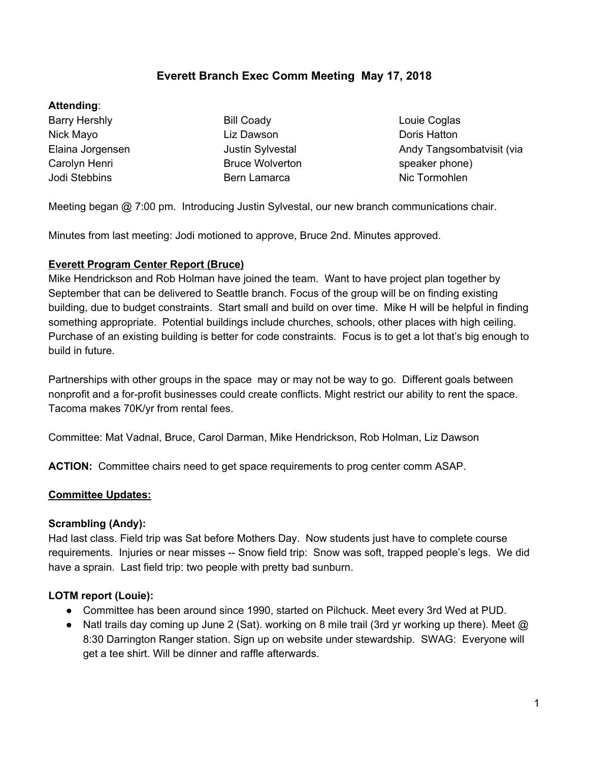# Everett Branch Exec Comm Meeting May 17, 2018

**Attending**:

Barry Hershly
Nick Mayo
Elaina Jorgensen
Carolyn Henri
Jodi Stebbins
Bill Coady
Liz Dawson
Justin Sylvestal
Bruce Wolverton
Bern Lamarca
Louie Coglas
Doris Hatton
Andy Tangsombatvisit (via speaker phone)
Nic Tormohlen

Meeting began @ 7:00 pm. Introducing Justin Sylvestal, our new branch communications chair.

Minutes from last meeting: Jodi motioned to approve, Bruce 2nd. Minutes approved.

**<u>Everett Program Center Report (Bruce)</u>**

Mike Hendrickson and Rob Holman have joined the team. Want to have project plan together by September that can be delivered to Seattle branch. Focus of the group will be on finding existing building, due to budget constraints. Start small and build on over time. Mike H will be helpful in finding something appropriate. Potential buildings include churches, schools, other places with high ceiling. Purchase of an existing building is better for code constraints. Focus is to get a lot that's big enough to build in future.

Partnerships with other groups in the space may or may not be way to go. Different goals between nonprofit and a for-profit businesses could create conflicts. Might restrict our ability to rent the space. Tacoma makes 70K/yr from rental fees.

Committee: Mat Vadnal, Bruce, Carol Darman, Mike Hendrickson, Rob Holman, Liz Dawson

**ACTION:** Committee chairs need to get space requirements to prog center comm ASAP.

**<u>Committee Updates:</u>**

**Scrambling (Andy):**

Had last class. Field trip was Sat before Mothers Day. Now students just have to complete course requirements. Injuries or near misses -- Snow field trip: Snow was soft, trapped people's legs. We did have a sprain. Last field trip: two people with pretty bad sunburn.

**LOTM report (Louie):**

- Committee has been around since 1990, started on Pilchuck. Meet every 3rd Wed at PUD.
- Natl trails day coming up June 2 (Sat). working on 8 mile trail (3rd yr working up there). Meet @ 8:30 Darrington Ranger station. Sign up on website under stewardship. SWAG: Everyone will get a tee shirt. Will be dinner and raffle afterwards.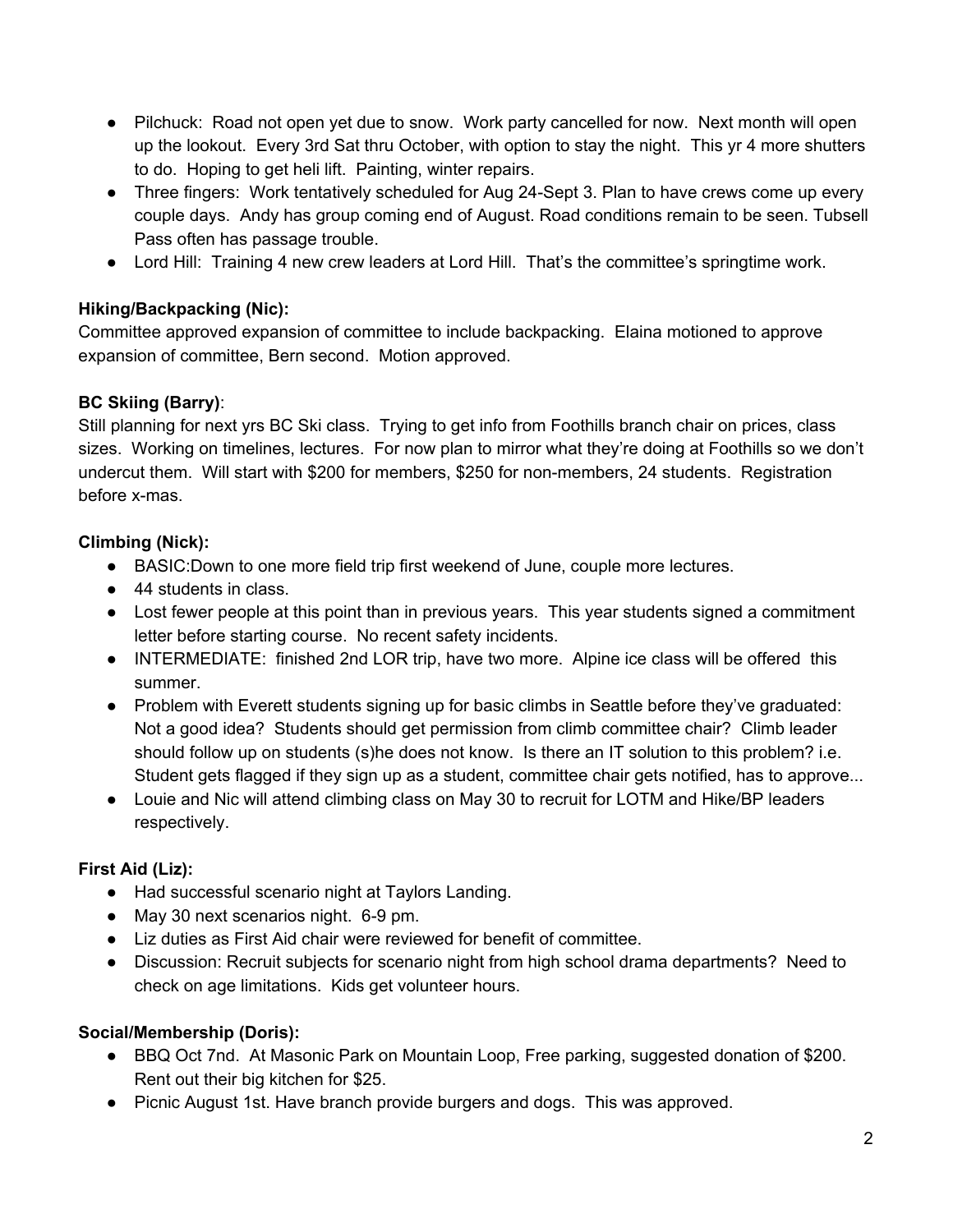- Pilchuck: Road not open yet due to snow. Work party cancelled for now. Next month will open up the lookout. Every 3rd Sat thru October, with option to stay the night. This yr 4 more shutters to do. Hoping to get heli lift. Painting, winter repairs.
- Three fingers: Work tentatively scheduled for Aug 24-Sept 3. Plan to have crews come up every couple days. Andy has group coming end of August. Road conditions remain to be seen. Tubsell Pass often has passage trouble.
- Lord Hill: Training 4 new crew leaders at Lord Hill. That's the committee's springtime work.

**Hiking/Backpacking (Nic):**
Committee approved expansion of committee to include backpacking. Elaina motioned to approve expansion of committee, Bern second. Motion approved.

**BC Skiing (Barry)**:
Still planning for next yrs BC Ski class. Trying to get info from Foothills branch chair on prices, class sizes. Working on timelines, lectures. For now plan to mirror what they're doing at Foothills so we don't undercut them. Will start with $200 for members, $250 for non-members, 24 students. Registration before x-mas.

**Climbing (Nick):**
- BASIC:Down to one more field trip first weekend of June, couple more lectures.
- 44 students in class.
- Lost fewer people at this point than in previous years. This year students signed a commitment letter before starting course. No recent safety incidents.
- INTERMEDIATE: finished 2nd LOR trip, have two more. Alpine ice class will be offered this summer.
- Problem with Everett students signing up for basic climbs in Seattle before they've graduated: Not a good idea? Students should get permission from climb committee chair? Climb leader should follow up on students (s)he does not know. Is there an IT solution to this problem? i.e. Student gets flagged if they sign up as a student, committee chair gets notified, has to approve...
- Louie and Nic will attend climbing class on May 30 to recruit for LOTM and Hike/BP leaders respectively.

**First Aid (Liz):**
- Had successful scenario night at Taylors Landing.
- May 30 next scenarios night. 6-9 pm.
- Liz duties as First Aid chair were reviewed for benefit of committee.
- Discussion: Recruit subjects for scenario night from high school drama departments? Need to check on age limitations. Kids get volunteer hours.

**Social/Membership (Doris):**
- BBQ Oct 7nd. At Masonic Park on Mountain Loop, Free parking, suggested donation of $200. Rent out their big kitchen for $25.
- Picnic August 1st. Have branch provide burgers and dogs. This was approved.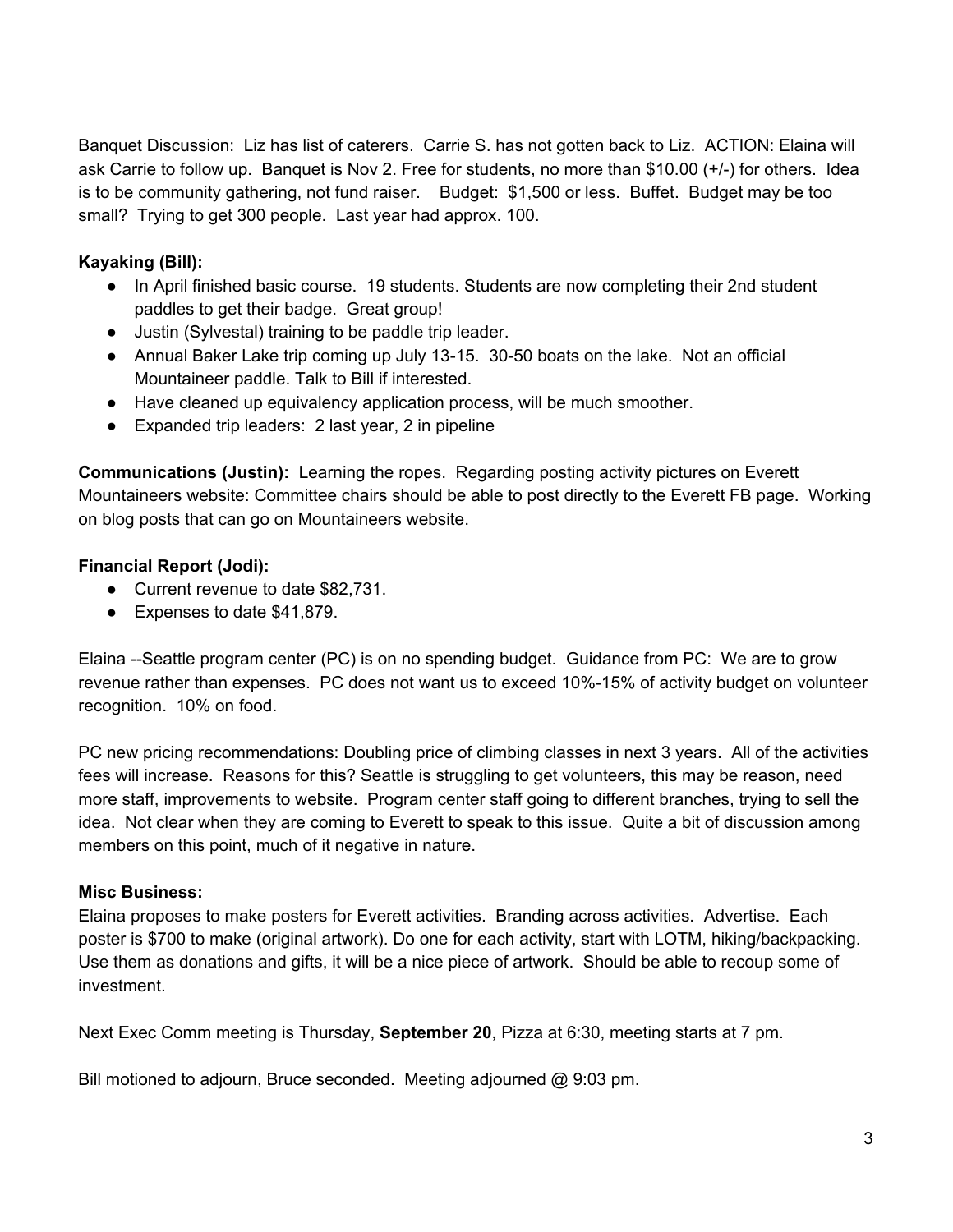Banquet Discussion: Liz has list of caterers. Carrie S. has not gotten back to Liz. ACTION: Elaina will ask Carrie to follow up. Banquet is Nov 2. Free for students, no more than $10.00 (+/-) for others. Idea is to be community gathering, not fund raiser. Budget: $1,500 or less. Buffet. Budget may be too small? Trying to get 300 people. Last year had approx. 100.

**Kayaking (Bill):**

- In April finished basic course. 19 students. Students are now completing their 2nd student paddles to get their badge. Great group!
- Justin (Sylvestal) training to be paddle trip leader.
- Annual Baker Lake trip coming up July 13-15. 30-50 boats on the lake. Not an official Mountaineer paddle. Talk to Bill if interested.
- Have cleaned up equivalency application process, will be much smoother.
- Expanded trip leaders: 2 last year, 2 in pipeline

**Communications (Justin):** Learning the ropes. Regarding posting activity pictures on Everett Mountaineers website: Committee chairs should be able to post directly to the Everett FB page. Working on blog posts that can go on Mountaineers website.

**Financial Report (Jodi):**

- Current revenue to date $82,731.
- Expenses to date $41,879.

Elaina --Seattle program center (PC) is on no spending budget. Guidance from PC: We are to grow revenue rather than expenses. PC does not want us to exceed 10%-15% of activity budget on volunteer recognition. 10% on food.

PC new pricing recommendations: Doubling price of climbing classes in next 3 years. All of the activities fees will increase. Reasons for this? Seattle is struggling to get volunteers, this may be reason, need more staff, improvements to website. Program center staff going to different branches, trying to sell the idea. Not clear when they are coming to Everett to speak to this issue. Quite a bit of discussion among members on this point, much of it negative in nature.

**Misc Business:**

Elaina proposes to make posters for Everett activities. Branding across activities. Advertise. Each poster is $700 to make (original artwork). Do one for each activity, start with LOTM, hiking/backpacking. Use them as donations and gifts, it will be a nice piece of artwork. Should be able to recoup some of investment.

Next Exec Comm meeting is Thursday, **September 20**, Pizza at 6:30, meeting starts at 7 pm.

Bill motioned to adjourn, Bruce seconded. Meeting adjourned @ 9:03 pm.